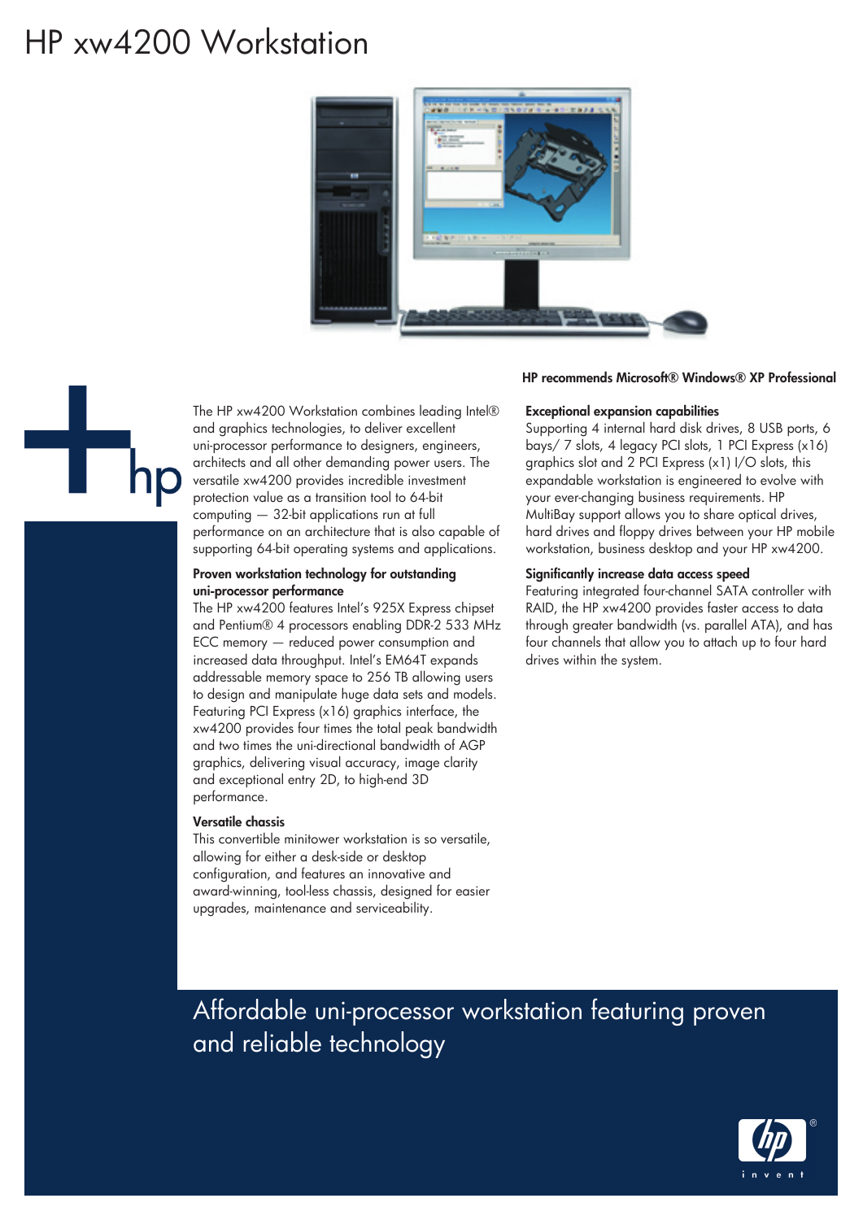# HP xw4200 Workstation

The HP xw4200 Workstation combines leading Intel® and graphics technologies, to deliver excellent uni-processor performance to designers, engineers, architects and all other demanding power users. The versatile xw4200 provides incredible investment protection value as a transition tool to 64-bit computing — 32-bit applications run at full performance on an architecture that is also capable of supporting 64-bit operating systems and applications.

### Proven workstation technology for outstanding uni-processor performance

The HP xw4200 features Intel's 925X Express chipset and Pentium® 4 processors enabling DDR-2 533 MHz ECC memory — reduced power consumption and increased data throughput. Intel's EM64T expands addressable memory space to 256 TB allowing users to design and manipulate huge data sets and models. Featuring PCI Express (x16) graphics interface, the xw4200 provides four times the total peak bandwidth and two times the uni-directional bandwidth of AGP graphics, delivering visual accuracy, image clarity and exceptional entry 2D, to high-end 3D performance.

### Versatile chassis

This convertible minitower workstation is so versatile, allowing for either a desk-side or desktop configuration, and features an innovative and award-winning, tool-less chassis, designed for easier upgrades, maintenance and serviceability.

**HP recommends Microsoft® Windows® XP Professional**

### Exceptional expansion capabilities

Supporting 4 internal hard disk drives, 8 USB ports, 6 bays/ 7 slots, 4 legacy PCI slots, 1 PCI Express (x16) graphics slot and 2 PCI Express (x1) I/O slots, this expandable workstation is engineered to evolve with your ever-changing business requirements. HP MultiBay support allows you to share optical drives, hard drives and floppy drives between your HP mobile workstation, business desktop and your HP xw4200.

### Significantly increase data access speed

Featuring integrated four-channel SATA controller with RAID, the HP xw4200 provides faster access to data through greater bandwidth (vs. parallel ATA), and has four channels that allow you to attach up to four hard drives within the system.

## Affordable uni-processor workstation featuring proven and reliable technology

invent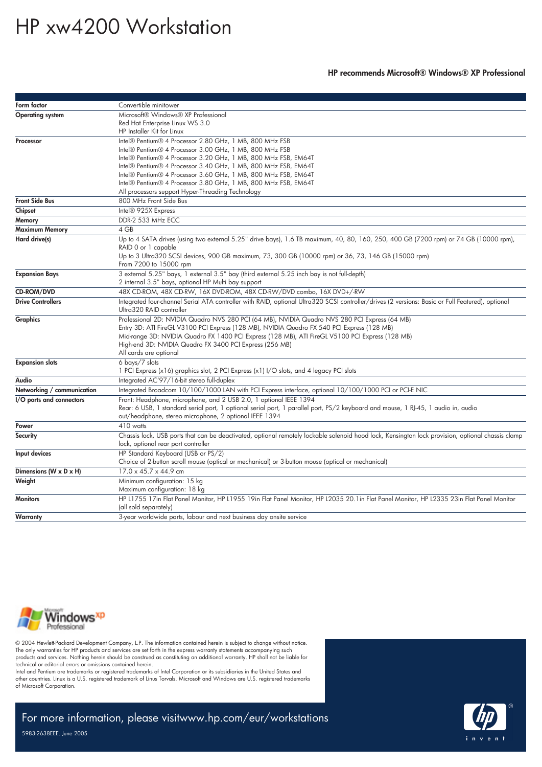# HP xw4200 Workstation

**HP recommends Microsoft® Windows® XP Professional**

| | |
|---|---|
| **Form factor** | Convertible minitower |
| **Operating system** | Microsoft® Windows® XP Professional<br>Red Hat Enterprise Linux WS 3.0<br>HP Installer Kit for Linux |
| **Processor** | Intel® Pentium® 4 Processor 2.80 GHz, 1 MB, 800 MHz FSB<br>Intel® Pentium® 4 Processor 3.00 GHz, 1 MB, 800 MHz FSB<br>Intel® Pentium® 4 Processor 3.20 GHz, 1 MB, 800 MHz FSB, EM64T<br>Intel® Pentium® 4 Processor 3.40 GHz, 1 MB, 800 MHz FSB, EM64T<br>Intel® Pentium® 4 Processor 3.60 GHz, 1 MB, 800 MHz FSB, EM64T<br>Intel® Pentium® 4 Processor 3.80 GHz, 1 MB, 800 MHz FSB, EM64T<br>All processors support Hyper-Threading Technology |
| **Front Side Bus** | 800 MHz Front Side Bus |
| **Chipset** | Intel® 925X Express |
| **Memory** | DDR-2 533 MHz ECC |
| **Maximum Memory** | 4 GB |
| **Hard drive(s)** | Up to 4 SATA drives (using two external 5.25" drive bays), 1.6 TB maximum, 40, 80, 160, 250, 400 GB (7200 rpm) or 74 GB (10000 rpm), RAID 0 or 1 capable<br>Up to 3 Ultra320 SCSI devices, 900 GB maximum, 73, 300 GB (10000 rpm) or 36, 73, 146 GB (15000 rpm)<br>From 7200 to 15000 rpm |
| **Expansion Bays** | 3 external 5.25" bays, 1 external 3.5" bay (third external 5.25 inch bay is not full-depth)<br>2 internal 3.5" bays, optional HP Multi bay support |
| **CD-ROM/DVD** | 48X CD-ROM, 48X CD-RW, 16X DVD-ROM, 48X CD-RW/DVD combo, 16X DVD+/-RW |
| **Drive Controllers** | Integrated four-channel Serial ATA controller with RAID, optional Ultra320 SCSI controller/drives (2 versions: Basic or Full Featured), optional Ultra320 RAID controller |
| **Graphics** | Professional 2D: NVIDIA Quadro NVS 280 PCI (64 MB), NVIDIA Quadro NVS 280 PCI Express (64 MB)<br>Entry 3D: ATI FireGL V3100 PCI Express (128 MB), NVIDIA Quadro FX 540 PCI Express (128 MB)<br>Mid-range 3D: NVIDIA Quadro FX 1400 PCI Express (128 MB), ATI FireGL V5100 PCI Express (128 MB)<br>High-end 3D: NVIDIA Quadro FX 3400 PCI Express (256 MB)<br>All cards are optional |
| **Expansion slots** | 6 bays/7 slots<br>1 PCI Express (x16) graphics slot, 2 PCI Express (x1) I/O slots, and 4 legacy PCI slots |
| **Audio** | Integrated AC'97/16-bit stereo full-duplex |
| **Networking / communication** | Integrated Broadcom 10/100/1000 LAN with PCI Express interface, optional 10/100/1000 PCI or PCI-E NIC |
| **I/O ports and connectors** | Front: Headphone, microphone, and 2 USB 2.0, 1 optional IEEE 1394<br>Rear: 6 USB, 1 standard serial port, 1 optional serial port, 1 parallel port, PS/2 keyboard and mouse, 1 RJ-45, 1 audio in, audio out/headphone, stereo microphone, 2 optional IEEE 1394 |
| **Power** | 410 watts |
| **Security** | Chassis lock, USB ports that can be deactivated, optional remotely lockable solenoid hood lock, Kensington lock provision, optional chassis clamp lock, optional rear port controller |
| **Input devices** | HP Standard Keyboard (USB or PS/2)<br>Choice of 2-button scroll mouse (optical or mechanical) or 3-button mouse (optical or mechanical) |
| **Dimensions (W x D x H)** | 17.0 x 45.7 x 44.9 cm |
| **Weight** | Minimum configuration: 15 kg<br>Maximum configuration: 18 kg |
| **Monitors** | HP L1755 17in Flat Panel Monitor, HP L1955 19in Flat Panel Monitor, HP L2035 20.1in Flat Panel Monitor, HP L2335 23in Flat Panel Monitor (all sold separately) |
| **Warranty** | 3-year worldwide parts, labour and next business day onsite service |

© 2004 Hewlett-Packard Development Company, L.P. The information contained herein is subject to change without notice. The only warranties for HP products and services are set forth in the express warranty statements accompanying such products and services. Nothing herein should be construed as constituting an additional warranty. HP shall not be liable for technical or editorial errors or omissions contained herein.
Intel and Pentium are trademarks or registered trademarks of Intel Corporation or its subsidiaries in the United States and other countries. Linux is a U.S. registered trademark of Linus Torvalds. Microsoft and Windows are U.S. registered trademarks of Microsoft Corporation.

For more information, please visitwww.hp.com/eur/workstations

5983-2638EEE. June 2005